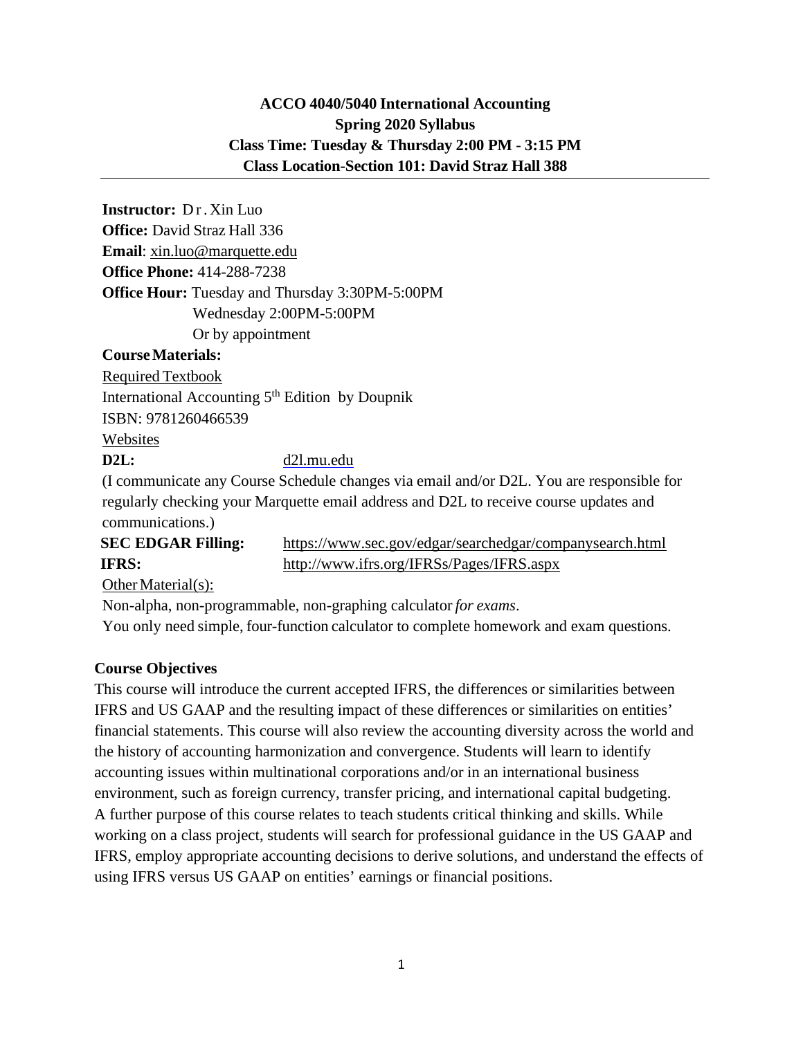**ACCO 4040/5040 International Accounting**
**Spring 2020 Syllabus**
**Class Time: Tuesday & Thursday 2:00 PM - 3:15 PM**
**Class Location-Section 101: David Straz Hall 388**

---

**Instructor:** Dr. Xin Luo
**Office:** David Straz Hall 336
**Email**: xin.luo@marquette.edu
**Office Phone:** 414-288-7238
**Office Hour:** Tuesday and Thursday 3:30PM-5:00PM
Wednesday 2:00PM-5:00PM
Or by appointment

**Course Materials:**

Required Textbook
International Accounting 5th Edition by Doupnik
ISBN: 9781260466539

Websites

**D2L:** d2l.mu.edu
(I communicate any Course Schedule changes via email and/or D2L. You are responsible for regularly checking your Marquette email address and D2L to receive course updates and communications.)

**SEC EDGAR Filling:** https://www.sec.gov/edgar/searchedgar/companysearch.html
**IFRS:** http://www.ifrs.org/IFRSs/Pages/IFRS.aspx

Other Material(s):
Non-alpha, non-programmable, non-graphing calculator *for exams*.
You only need simple, four-function calculator to complete homework and exam questions.

**Course Objectives**

This course will introduce the current accepted IFRS, the differences or similarities between IFRS and US GAAP and the resulting impact of these differences or similarities on entities' financial statements. This course will also review the accounting diversity across the world and the history of accounting harmonization and convergence. Students will learn to identify accounting issues within multinational corporations and/or in an international business environment, such as foreign currency, transfer pricing, and international capital budgeting. A further purpose of this course relates to teach students critical thinking and skills. While working on a class project, students will search for professional guidance in the US GAAP and IFRS, employ appropriate accounting decisions to derive solutions, and understand the effects of using IFRS versus US GAAP on entities' earnings or financial positions.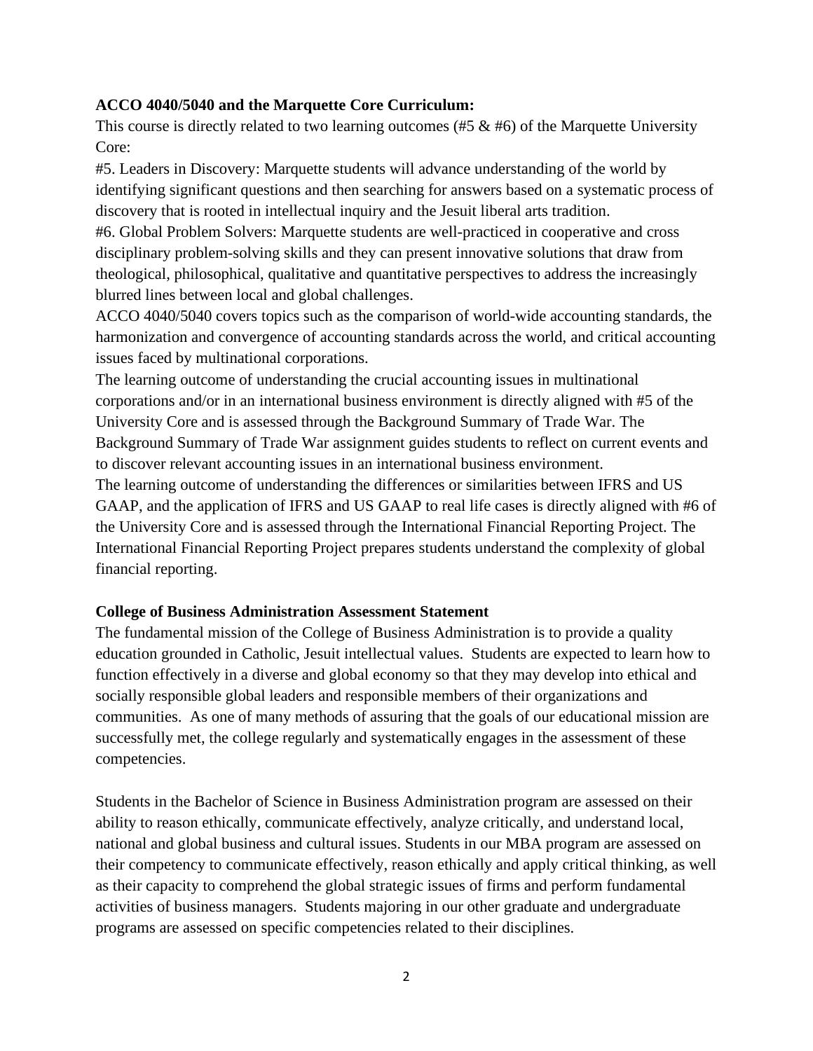**ACCO 4040/5040 and the Marquette Core Curriculum:**

This course is directly related to two learning outcomes (#5 & #6) of the Marquette University Core:

#5. Leaders in Discovery: Marquette students will advance understanding of the world by identifying significant questions and then searching for answers based on a systematic process of discovery that is rooted in intellectual inquiry and the Jesuit liberal arts tradition.

#6. Global Problem Solvers: Marquette students are well-practiced in cooperative and cross disciplinary problem-solving skills and they can present innovative solutions that draw from theological, philosophical, qualitative and quantitative perspectives to address the increasingly blurred lines between local and global challenges.

ACCO 4040/5040 covers topics such as the comparison of world-wide accounting standards, the harmonization and convergence of accounting standards across the world, and critical accounting issues faced by multinational corporations.

The learning outcome of understanding the crucial accounting issues in multinational corporations and/or in an international business environment is directly aligned with #5 of the University Core and is assessed through the Background Summary of Trade War. The Background Summary of Trade War assignment guides students to reflect on current events and to discover relevant accounting issues in an international business environment.

The learning outcome of understanding the differences or similarities between IFRS and US GAAP, and the application of IFRS and US GAAP to real life cases is directly aligned with #6 of the University Core and is assessed through the International Financial Reporting Project. The International Financial Reporting Project prepares students understand the complexity of global financial reporting.

**College of Business Administration Assessment Statement**

The fundamental mission of the College of Business Administration is to provide a quality education grounded in Catholic, Jesuit intellectual values. Students are expected to learn how to function effectively in a diverse and global economy so that they may develop into ethical and socially responsible global leaders and responsible members of their organizations and communities. As one of many methods of assuring that the goals of our educational mission are successfully met, the college regularly and systematically engages in the assessment of these competencies.

Students in the Bachelor of Science in Business Administration program are assessed on their ability to reason ethically, communicate effectively, analyze critically, and understand local, national and global business and cultural issues. Students in our MBA program are assessed on their competency to communicate effectively, reason ethically and apply critical thinking, as well as their capacity to comprehend the global strategic issues of firms and perform fundamental activities of business managers. Students majoring in our other graduate and undergraduate programs are assessed on specific competencies related to their disciplines.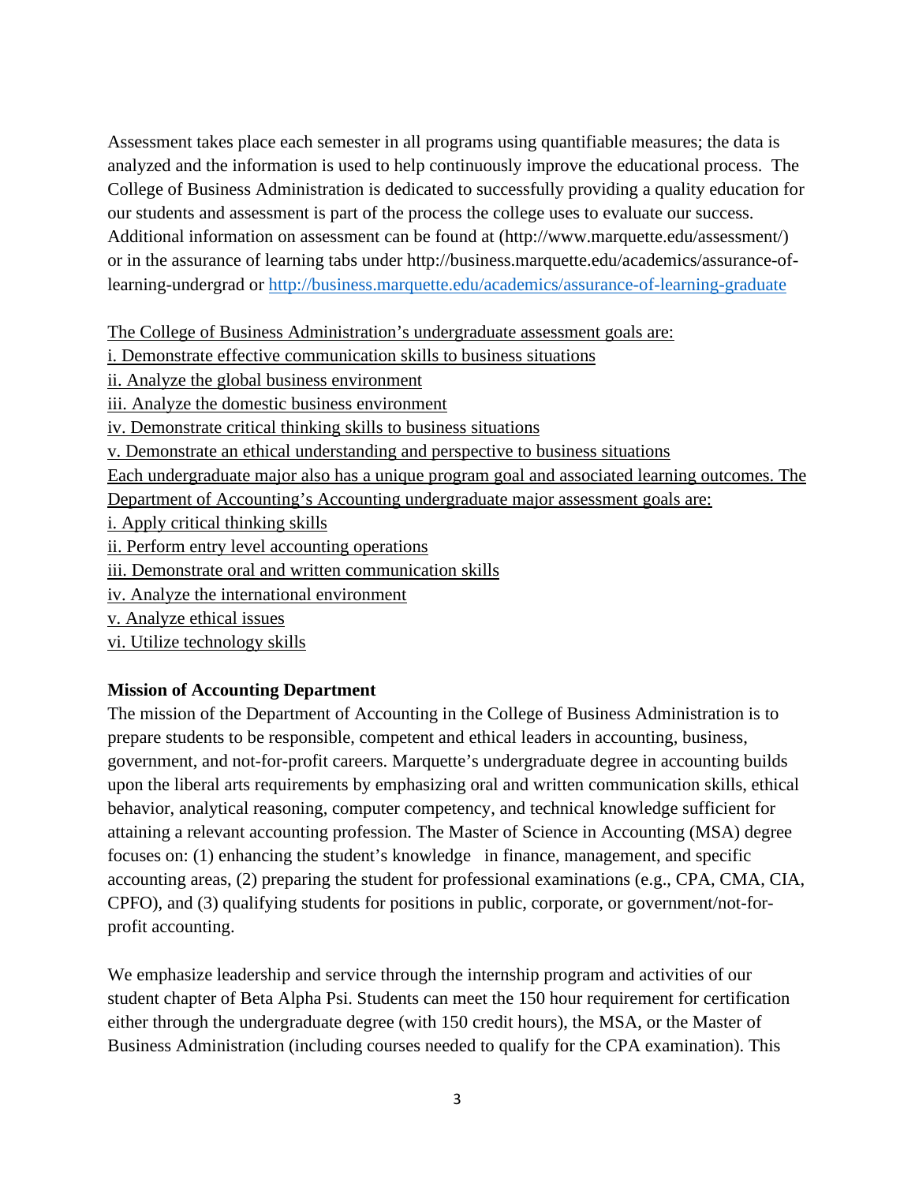Assessment takes place each semester in all programs using quantifiable measures; the data is analyzed and the information is used to help continuously improve the educational process. The College of Business Administration is dedicated to successfully providing a quality education for our students and assessment is part of the process the college uses to evaluate our success. Additional information on assessment can be found at (http://www.marquette.edu/assessment/) or in the assurance of learning tabs under http://business.marquette.edu/academics/assurance-of-learning-undergrad or http://business.marquette.edu/academics/assurance-of-learning-graduate

The College of Business Administration's undergraduate assessment goals are:
i. Demonstrate effective communication skills to business situations
ii. Analyze the global business environment
iii. Analyze the domestic business environment
iv. Demonstrate critical thinking skills to business situations
v. Demonstrate an ethical understanding and perspective to business situations
Each undergraduate major also has a unique program goal and associated learning outcomes. The Department of Accounting's Accounting undergraduate major assessment goals are:
i. Apply critical thinking skills
ii. Perform entry level accounting operations
iii. Demonstrate oral and written communication skills
iv. Analyze the international environment
v. Analyze ethical issues
vi. Utilize technology skills

**Mission of Accounting Department**

The mission of the Department of Accounting in the College of Business Administration is to prepare students to be responsible, competent and ethical leaders in accounting, business, government, and not-for-profit careers. Marquette's undergraduate degree in accounting builds upon the liberal arts requirements by emphasizing oral and written communication skills, ethical behavior, analytical reasoning, computer competency, and technical knowledge sufficient for attaining a relevant accounting profession. The Master of Science in Accounting (MSA) degree focuses on: (1) enhancing the student's knowledge in finance, management, and specific accounting areas, (2) preparing the student for professional examinations (e.g., CPA, CMA, CIA, CPFO), and (3) qualifying students for positions in public, corporate, or government/not-for-profit accounting.

We emphasize leadership and service through the internship program and activities of our student chapter of Beta Alpha Psi. Students can meet the 150 hour requirement for certification either through the undergraduate degree (with 150 credit hours), the MSA, or the Master of Business Administration (including courses needed to qualify for the CPA examination). This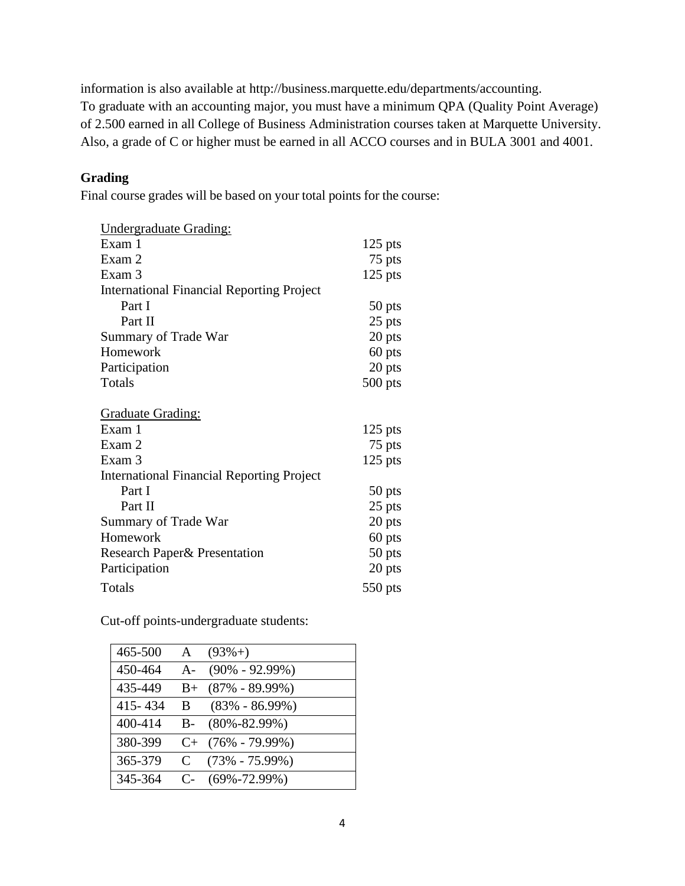information is also available at http://business.marquette.edu/departments/accounting.
To graduate with an accounting major, you must have a minimum QPA (Quality Point Average) of 2.500 earned in all College of Business Administration courses taken at Marquette University. Also, a grade of C or higher must be earned in all ACCO courses and in BULA 3001 and 4001.

**Grading**

Final course grades will be based on your total points for the course:

Undergraduate Grading:

| | |
|---|---|
| Exam 1 | 125 pts |
| Exam 2 | 75 pts |
| Exam 3 | 125 pts |
| International Financial Reporting Project | |
| Part I | 50 pts |
| Part II | 25 pts |
| Summary of Trade War | 20 pts |
| Homework | 60 pts |
| Participation | 20 pts |
| Totals | 500 pts |

Graduate Grading:

| | |
|---|---|
| Exam 1 | 125 pts |
| Exam 2 | 75 pts |
| Exam 3 | 125 pts |
| International Financial Reporting Project | |
| Part I | 50 pts |
| Part II | 25 pts |
| Summary of Trade War | 20 pts |
| Homework | 60 pts |
| Research Paper& Presentation | 50 pts |
| Participation | 20 pts |
| Totals | 550 pts |

Cut-off points-undergraduate students:

| | | |
|---|---|---|
| 465-500 | A | (93%+) |
| 450-464 | A- | (90% - 92.99%) |
| 435-449 | B+ | (87% - 89.99%) |
| 415- 434 | B | (83% - 86.99%) |
| 400-414 | B- | (80%-82.99%) |
| 380-399 | C+ | (76% - 79.99%) |
| 365-379 | C | (73% - 75.99%) |
| 345-364 | C- | (69%-72.99%) |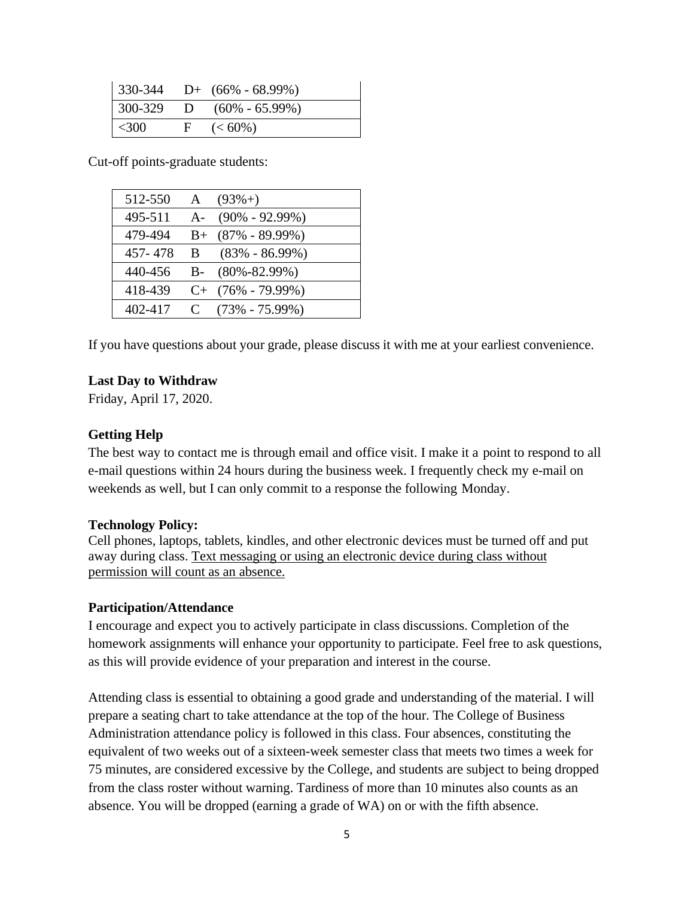| 330-344 | D+ | (66% - 68.99%) |
|---|---|---|
| 300-329 | D | (60% - 65.99%) |
| <300 | F | (< 60%) |

Cut-off points-graduate students:

| 512-550 | A | (93%+) |
|---|---|---|
| 495-511 | A- | (90% - 92.99%) |
| 479-494 | B+ | (87% - 89.99%) |
| 457- 478 | B | (83% - 86.99%) |
| 440-456 | B- | (80%-82.99%) |
| 418-439 | C+ | (76% - 79.99%) |
| 402-417 | C | (73% - 75.99%) |

If you have questions about your grade, please discuss it with me at your earliest convenience.

**Last Day to Withdraw**

Friday, April 17, 2020.

**Getting Help**

The best way to contact me is through email and office visit. I make it a point to respond to all e-mail questions within 24 hours during the business week. I frequently check my e-mail on weekends as well, but I can only commit to a response the following Monday.

**Technology Policy:**

Cell phones, laptops, tablets, kindles, and other electronic devices must be turned off and put away during class. Text messaging or using an electronic device during class without permission will count as an absence.

**Participation/Attendance**

I encourage and expect you to actively participate in class discussions. Completion of the homework assignments will enhance your opportunity to participate. Feel free to ask questions, as this will provide evidence of your preparation and interest in the course.

Attending class is essential to obtaining a good grade and understanding of the material. I will prepare a seating chart to take attendance at the top of the hour. The College of Business Administration attendance policy is followed in this class. Four absences, constituting the equivalent of two weeks out of a sixteen-week semester class that meets two times a week for 75 minutes, are considered excessive by the College, and students are subject to being dropped from the class roster without warning. Tardiness of more than 10 minutes also counts as an absence. You will be dropped (earning a grade of WA) on or with the fifth absence.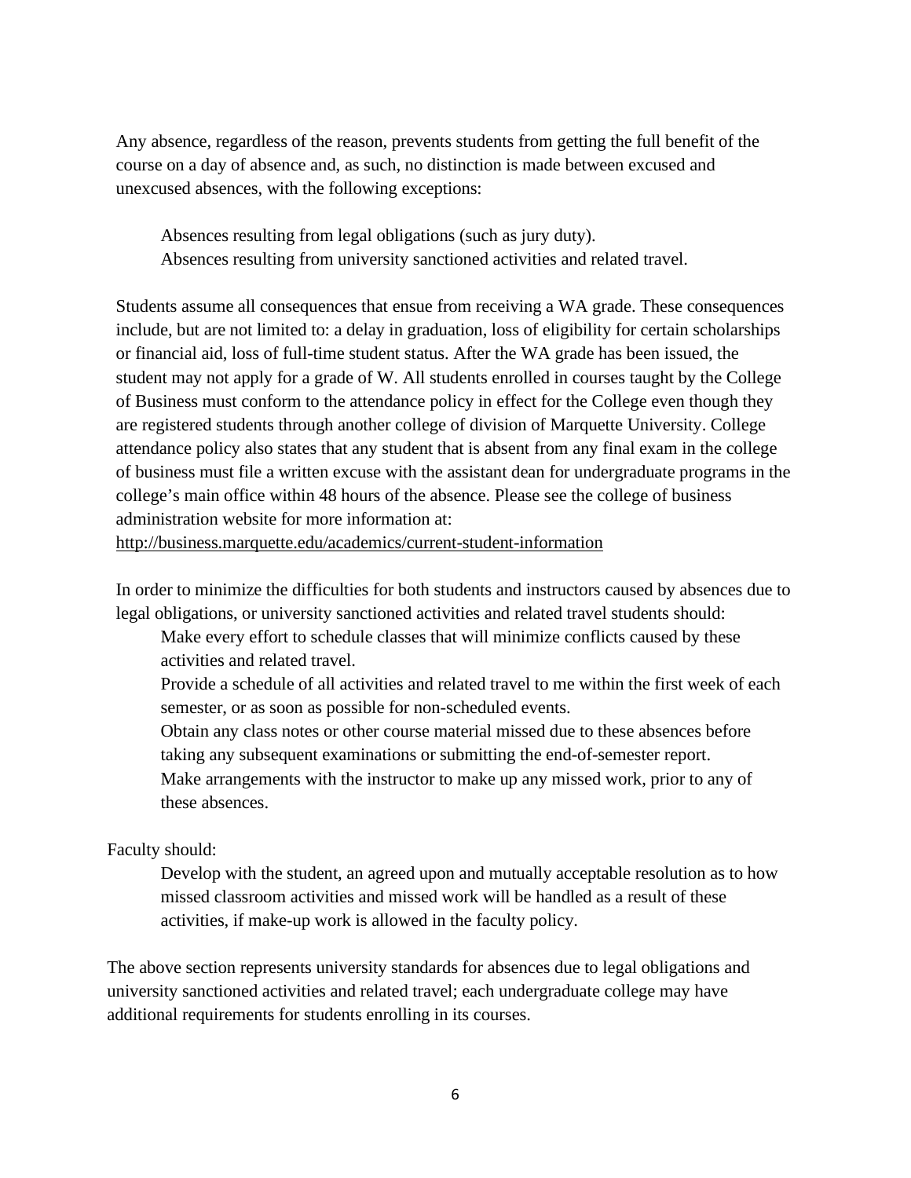Any absence, regardless of the reason, prevents students from getting the full benefit of the course on a day of absence and, as such, no distinction is made between excused and unexcused absences, with the following exceptions:

- Absences resulting from legal obligations (such as jury duty).
- Absences resulting from university sanctioned activities and related travel.

Students assume all consequences that ensue from receiving a WA grade. These consequences include, but are not limited to: a delay in graduation, loss of eligibility for certain scholarships or financial aid, loss of full-time student status. After the WA grade has been issued, the student may not apply for a grade of W. All students enrolled in courses taught by the College of Business must conform to the attendance policy in effect for the College even though they are registered students through another college of division of Marquette University. College attendance policy also states that any student that is absent from any final exam in the college of business must file a written excuse with the assistant dean for undergraduate programs in the college's main office within 48 hours of the absence. Please see the college of business administration website for more information at: http://business.marquette.edu/academics/current-student-information

In order to minimize the difficulties for both students and instructors caused by absences due to legal obligations, or university sanctioned activities and related travel students should:

- Make every effort to schedule classes that will minimize conflicts caused by these activities and related travel.
- Provide a schedule of all activities and related travel to me within the first week of each semester, or as soon as possible for non-scheduled events.
- Obtain any class notes or other course material missed due to these absences before taking any subsequent examinations or submitting the end-of-semester report.
- Make arrangements with the instructor to make up any missed work, prior to any of these absences.

Faculty should:

- Develop with the student, an agreed upon and mutually acceptable resolution as to how missed classroom activities and missed work will be handled as a result of these activities, if make-up work is allowed in the faculty policy.

The above section represents university standards for absences due to legal obligations and university sanctioned activities and related travel; each undergraduate college may have additional requirements for students enrolling in its courses.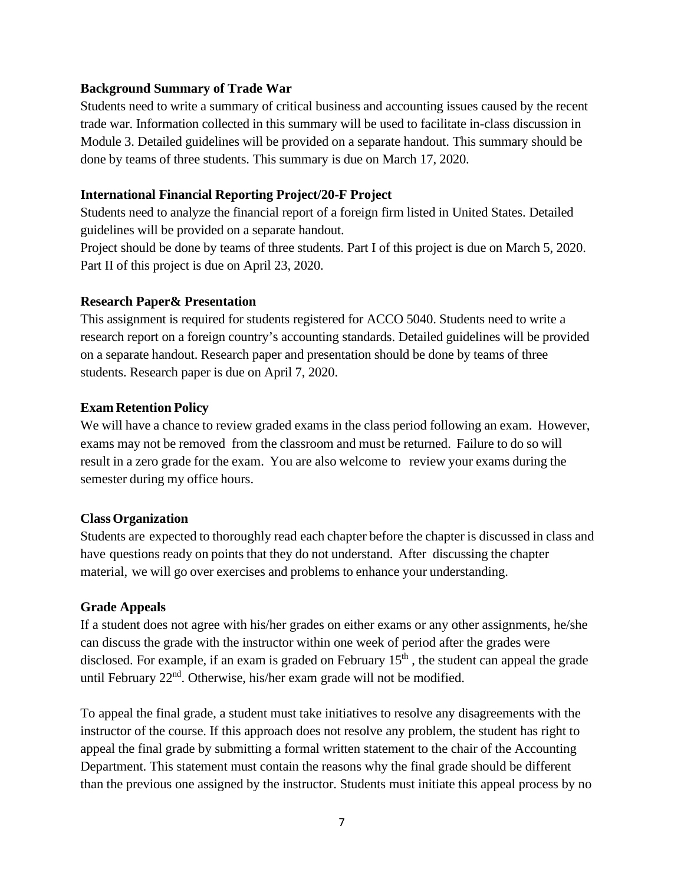**Background Summary of Trade War**

Students need to write a summary of critical business and accounting issues caused by the recent trade war. Information collected in this summary will be used to facilitate in-class discussion in Module 3. Detailed guidelines will be provided on a separate handout. This summary should be done by teams of three students. This summary is due on March 17, 2020.

**International Financial Reporting Project/20-F Project**

Students need to analyze the financial report of a foreign firm listed in United States. Detailed guidelines will be provided on a separate handout.
Project should be done by teams of three students. Part I of this project is due on March 5, 2020. Part II of this project is due on April 23, 2020.

**Research Paper& Presentation**

This assignment is required for students registered for ACCO 5040. Students need to write a research report on a foreign country's accounting standards. Detailed guidelines will be provided on a separate handout. Research paper and presentation should be done by teams of three students. Research paper is due on April 7, 2020.

**Exam Retention Policy**

We will have a chance to review graded exams in the class period following an exam. However, exams may not be removed from the classroom and must be returned. Failure to do so will result in a zero grade for the exam. You are also welcome to review your exams during the semester during my office hours.

**Class Organization**

Students are expected to thoroughly read each chapter before the chapter is discussed in class and have questions ready on points that they do not understand. After discussing the chapter material, we will go over exercises and problems to enhance your understanding.

**Grade Appeals**

If a student does not agree with his/her grades on either exams or any other assignments, he/she can discuss the grade with the instructor within one week of period after the grades were disclosed. For example, if an exam is graded on February 15th , the student can appeal the grade until February 22nd. Otherwise, his/her exam grade will not be modified.

To appeal the final grade, a student must take initiatives to resolve any disagreements with the instructor of the course. If this approach does not resolve any problem, the student has right to appeal the final grade by submitting a formal written statement to the chair of the Accounting Department. This statement must contain the reasons why the final grade should be different than the previous one assigned by the instructor. Students must initiate this appeal process by no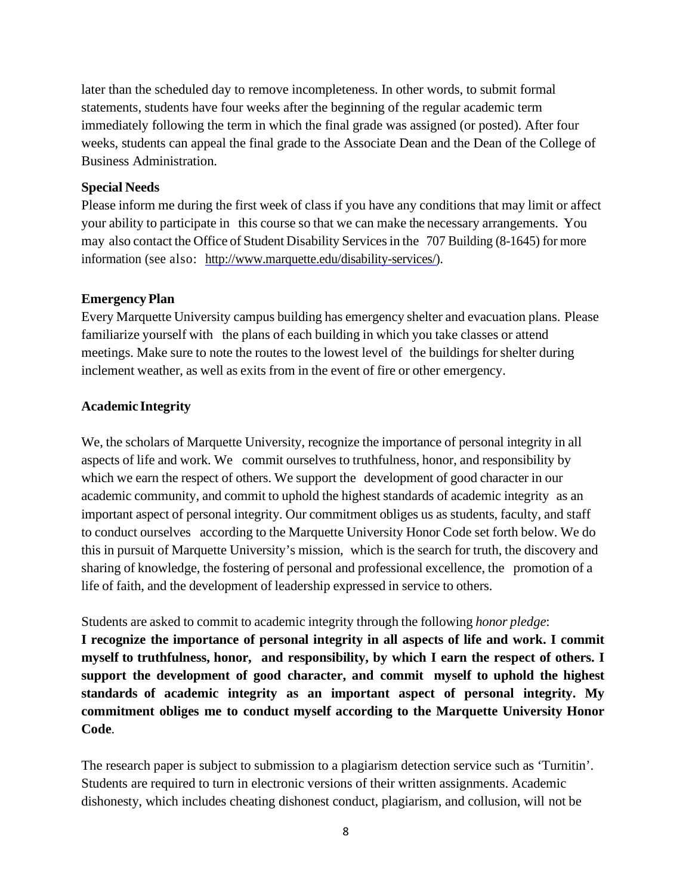later than the scheduled day to remove incompleteness. In other words, to submit formal statements, students have four weeks after the beginning of the regular academic term immediately following the term in which the final grade was assigned (or posted). After four weeks, students can appeal the final grade to the Associate Dean and the Dean of the College of Business Administration.

**Special Needs**

Please inform me during the first week of class if you have any conditions that may limit or affect your ability to participate in this course so that we can make the necessary arrangements. You may also contact the Office of Student Disability Services in the 707 Building (8-1645) for more information (see also: http://www.marquette.edu/disability-services/).

**Emergency Plan**

Every Marquette University campus building has emergency shelter and evacuation plans. Please familiarize yourself with the plans of each building in which you take classes or attend meetings. Make sure to note the routes to the lowest level of the buildings for shelter during inclement weather, as well as exits from in the event of fire or other emergency.

**Academic Integrity**

We, the scholars of Marquette University, recognize the importance of personal integrity in all aspects of life and work. We commit ourselves to truthfulness, honor, and responsibility by which we earn the respect of others. We support the development of good character in our academic community, and commit to uphold the highest standards of academic integrity as an important aspect of personal integrity. Our commitment obliges us as students, faculty, and staff to conduct ourselves according to the Marquette University Honor Code set forth below. We do this in pursuit of Marquette University's mission, which is the search for truth, the discovery and sharing of knowledge, the fostering of personal and professional excellence, the promotion of a life of faith, and the development of leadership expressed in service to others.

Students are asked to commit to academic integrity through the following *honor pledge*:
**I recognize the importance of personal integrity in all aspects of life and work. I commit myself to truthfulness, honor, and responsibility, by which I earn the respect of others. I support the development of good character, and commit myself to uphold the highest standards of academic integrity as an important aspect of personal integrity. My commitment obliges me to conduct myself according to the Marquette University Honor Code**.

The research paper is subject to submission to a plagiarism detection service such as 'Turnitin'. Students are required to turn in electronic versions of their written assignments. Academic dishonesty, which includes cheating dishonest conduct, plagiarism, and collusion, will not be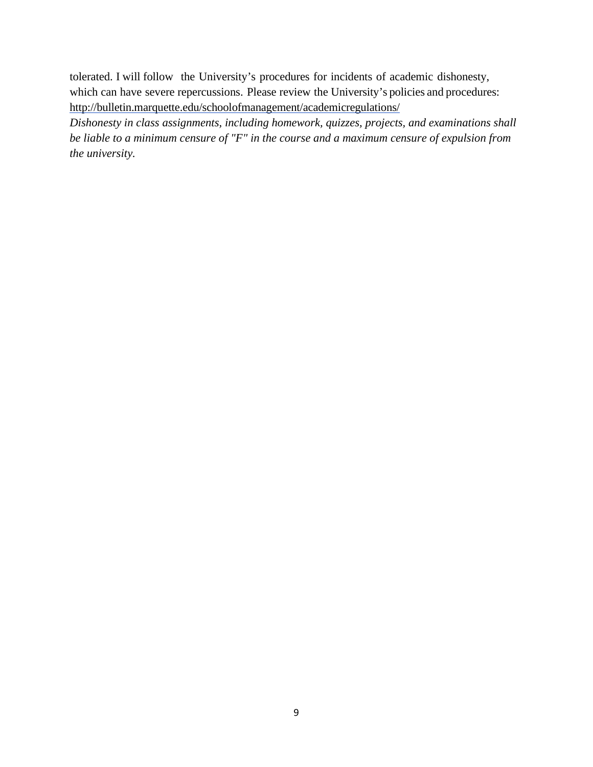tolerated. I will follow the University's procedures for incidents of academic dishonesty, which can have severe repercussions. Please review the University's policies and procedures: [http://bulletin.marquette.edu/schoolofmanagement/academicregulations/](http://bulletin.marquette.edu/schoolofmanagement/academicregulations/)

*Dishonesty in class assignments, including homework, quizzes, projects, and examinations shall be liable to a minimum censure of "F" in the course and a maximum censure of expulsion from the university.*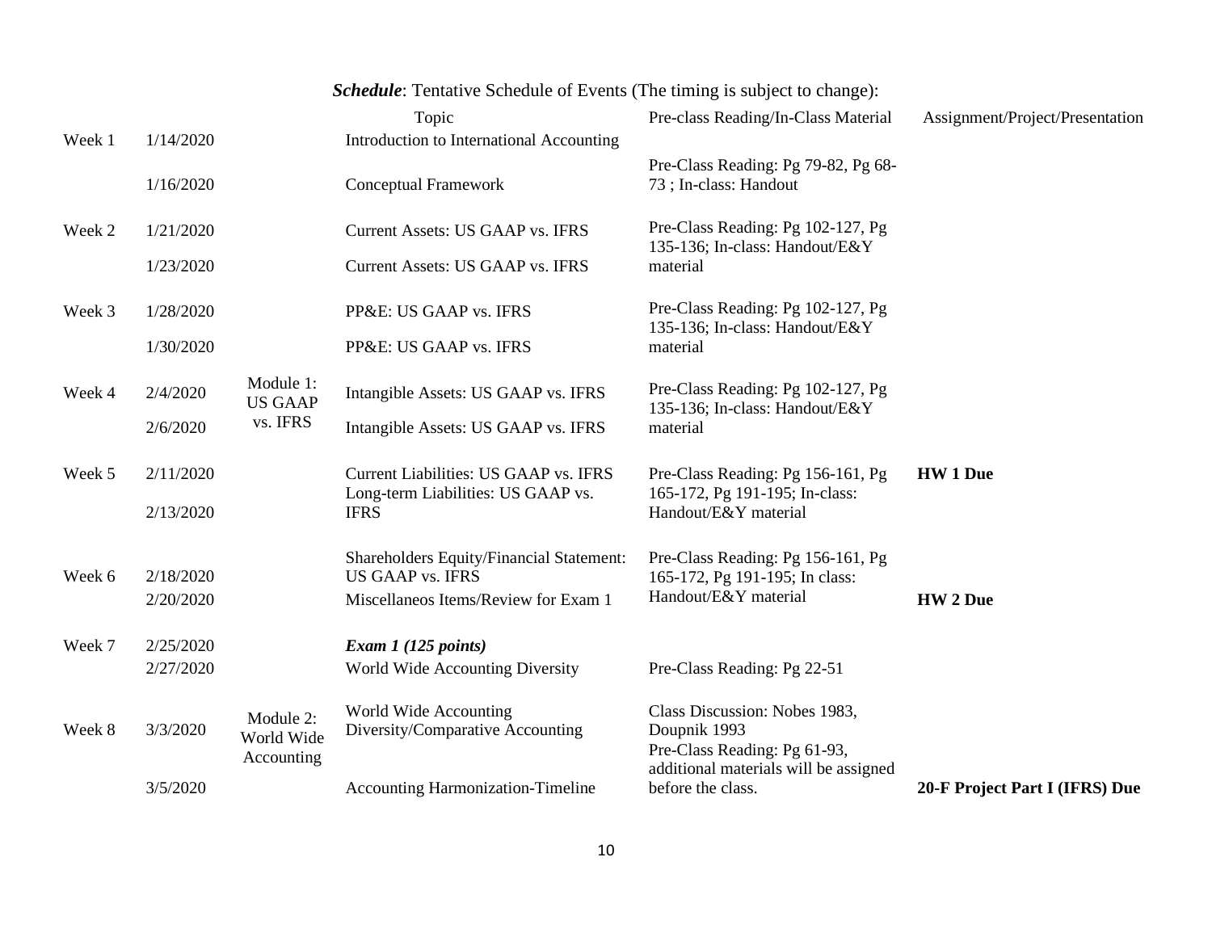***Schedule***: Tentative Schedule of Events (The timing is subject to change):

| | | | Topic | Pre-class Reading/In-Class Material | Assignment/Project/Presentation |
|---|---|---|---|---|---|
| Week 1 | 1/14/2020 | | Introduction to International Accounting | | |
| | 1/16/2020 | | Conceptual Framework | Pre-Class Reading: Pg 79-82, Pg 68-73 ; In-class: Handout | |
| Week 2 | 1/21/2020 | | Current Assets: US GAAP vs. IFRS | Pre-Class Reading: Pg 102-127, Pg 135-136; In-class: Handout/E&Y material | |
| | 1/23/2020 | | Current Assets: US GAAP vs. IFRS | | |
| Week 3 | 1/28/2020 | | PP&E: US GAAP vs. IFRS | Pre-Class Reading: Pg 102-127, Pg 135-136; In-class: Handout/E&Y material | |
| | 1/30/2020 | | PP&E: US GAAP vs. IFRS | | |
| Week 4 | 2/4/2020 | Module 1: US GAAP vs. IFRS | Intangible Assets: US GAAP vs. IFRS | Pre-Class Reading: Pg 102-127, Pg 135-136; In-class: Handout/E&Y material | |
| | 2/6/2020 | | Intangible Assets: US GAAP vs. IFRS | | |
| Week 5 | 2/11/2020 | | Current Liabilities: US GAAP vs. IFRS | Pre-Class Reading: Pg 156-161, Pg 165-172, Pg 191-195; In-class: Handout/E&Y material | **HW 1 Due** |
| | 2/13/2020 | | Long-term Liabilities: US GAAP vs. IFRS | | |
| Week 6 | 2/18/2020 | | Shareholders Equity/Financial Statement: US GAAP vs. IFRS | Pre-Class Reading: Pg 156-161, Pg 165-172, Pg 191-195; In class: Handout/E&Y material | |
| | 2/20/2020 | | Miscellaneos Items/Review for Exam 1 | | **HW 2 Due** |
| Week 7 | 2/25/2020 | | ***Exam 1 (125 points)*** | | |
| | 2/27/2020 | | World Wide Accounting Diversity | Pre-Class Reading: Pg 22-51 | |
| Week 8 | 3/3/2020 | Module 2: World Wide Accounting | World Wide Accounting Diversity/Comparative Accounting | Class Discussion: Nobes 1983, Doupnik 1993<br>Pre-Class Reading: Pg 61-93, additional materials will be assigned before the class. | |
| | 3/5/2020 | | Accounting Harmonization-Timeline | | **20-F Project Part I (IFRS) Due** |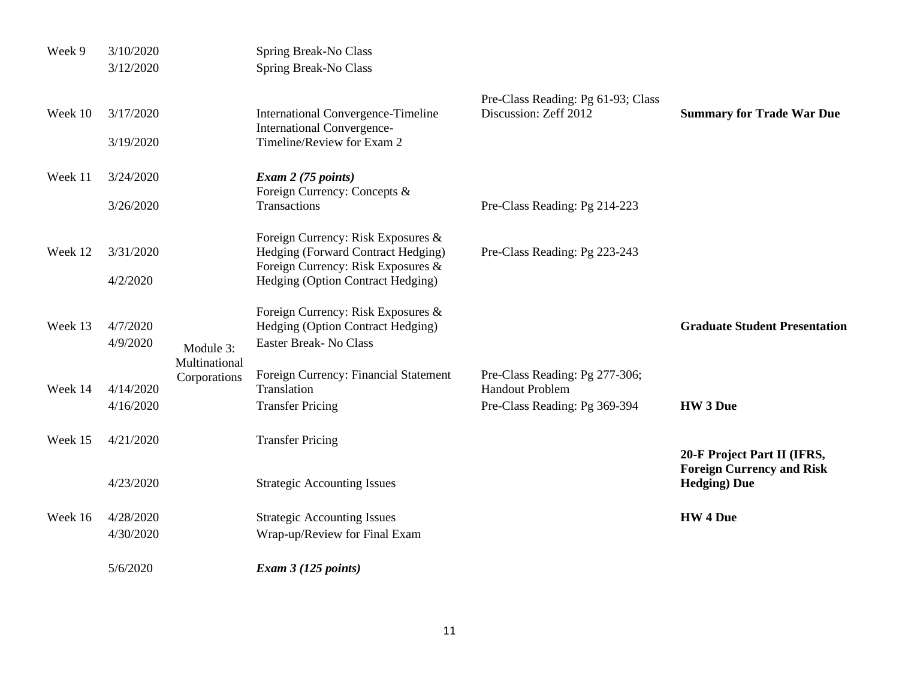| Week | Date | Module | Topic | Reading | Due |
|---|---|---|---|---|---|
| Week 9 | 3/10/2020 | | Spring Break-No Class | | |
| | 3/12/2020 | | Spring Break-No Class | | |
| Week 10 | 3/17/2020 | | International Convergence-Timeline | Pre-Class Reading: Pg 61-93; Class Discussion: Zeff 2012 | **Summary for Trade War Due** |
| | 3/19/2020 | | International Convergence-Timeline/Review for Exam 2 | | |
| Week 11 | 3/24/2020 | | ***Exam 2 (75 points)*** | | |
| | 3/26/2020 | | Foreign Currency: Concepts & Transactions | Pre-Class Reading: Pg 214-223 | |
| Week 12 | 3/31/2020 | | Foreign Currency: Risk Exposures & Hedging (Forward Contract Hedging) | Pre-Class Reading: Pg 223-243 | |
| | 4/2/2020 | | Foreign Currency: Risk Exposures & Hedging (Option Contract Hedging) | | |
| Week 13 | 4/7/2020 | Module 3: Multinational Corporations | Foreign Currency: Risk Exposures & Hedging (Option Contract Hedging) | | **Graduate Student Presentation** |
| | 4/9/2020 | | Easter Break- No Class | | |
| Week 14 | 4/14/2020 | | Foreign Currency: Financial Statement Translation | Pre-Class Reading: Pg 277-306; Handout Problem | |
| | 4/16/2020 | | Transfer Pricing | Pre-Class Reading: Pg 369-394 | **HW 3 Due** |
| Week 15 | 4/21/2020 | | Transfer Pricing | | |
| | 4/23/2020 | | Strategic Accounting Issues | | **20-F Project Part II (IFRS, Foreign Currency and Risk Hedging) Due** |
| Week 16 | 4/28/2020 | | Strategic Accounting Issues | | **HW 4 Due** |
| | 4/30/2020 | | Wrap-up/Review for Final Exam | | |
| | 5/6/2020 | | ***Exam 3 (125 points)*** | | |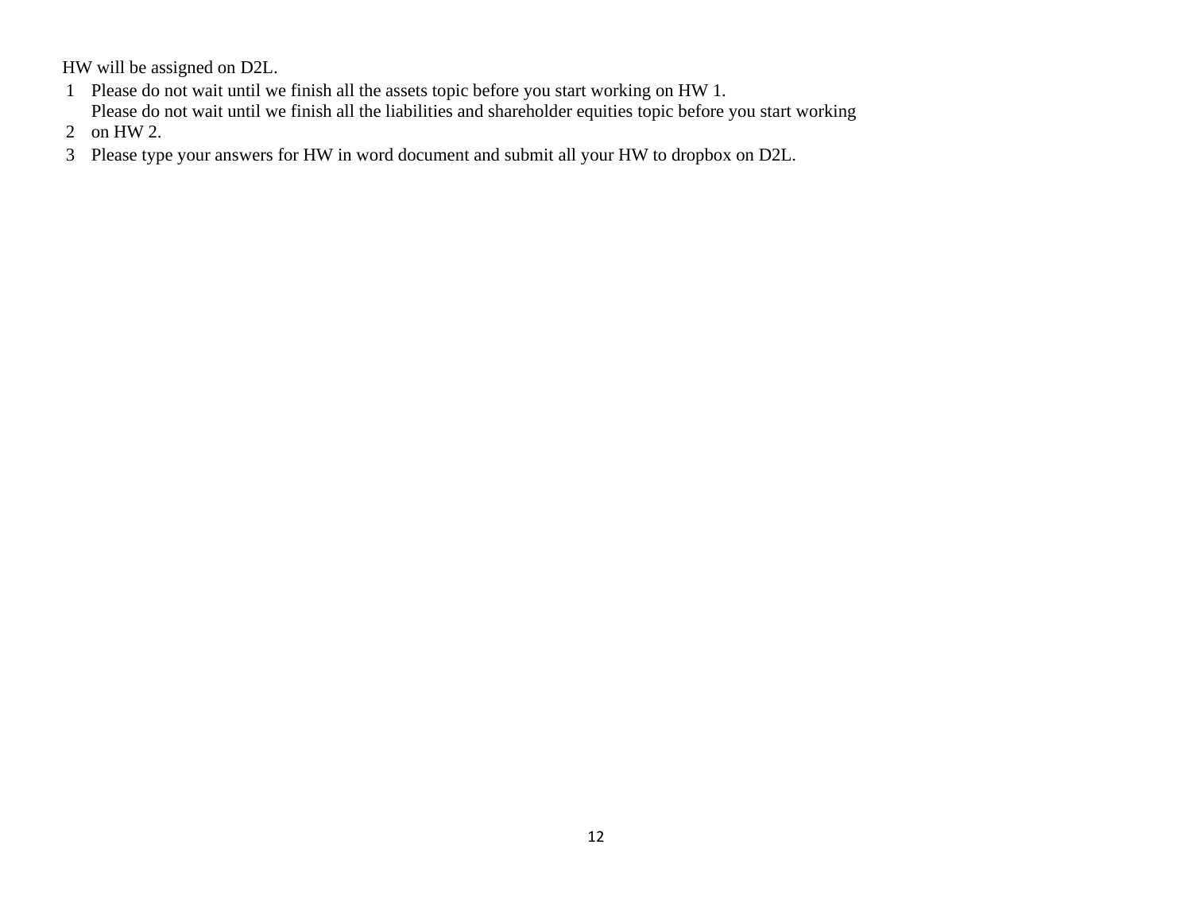HW will be assigned on D2L.

1. Please do not wait until we finish all the assets topic before you start working on HW 1.
2. Please do not wait until we finish all the liabilities and shareholder equities topic before you start working on HW 2.
3. Please type your answers for HW in word document and submit all your HW to dropbox on D2L.